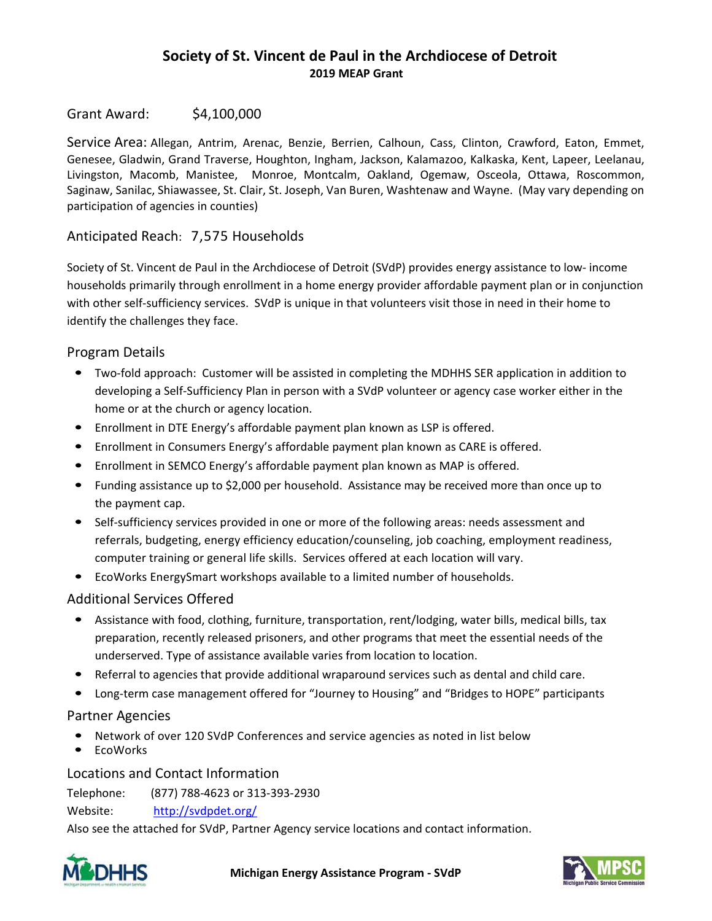# Society of St. Vincent de Paul in the Archdiocese of Detroit

**2019 MEAP Grant**

Grant Award: $4,100,000

Service Area: Allegan, Antrim, Arenac, Benzie, Berrien, Calhoun, Cass, Clinton, Crawford, Eaton, Emmet, Genesee, Gladwin, Grand Traverse, Houghton, Ingham, Jackson, Kalamazoo, Kalkaska, Kent, Lapeer, Leelanau, Livingston, Macomb, Manistee, Monroe, Montcalm, Oakland, Ogemaw, Osceola, Ottawa, Roscommon, Saginaw, Sanilac, Shiawassee, St. Clair, St. Joseph, Van Buren, Washtenaw and Wayne. (May vary depending on participation of agencies in counties)

Anticipated Reach: 7,575 Households

Society of St. Vincent de Paul in the Archdiocese of Detroit (SVdP) provides energy assistance to low- income households primarily through enrollment in a home energy provider affordable payment plan or in conjunction with other self-sufficiency services. SVdP is unique in that volunteers visit those in need in their home to identify the challenges they face.

## Program Details

- Two-fold approach: Customer will be assisted in completing the MDHHS SER application in addition to developing a Self-Sufficiency Plan in person with a SVdP volunteer or agency case worker either in the home or at the church or agency location.
- Enrollment in DTE Energy's affordable payment plan known as LSP is offered.
- Enrollment in Consumers Energy's affordable payment plan known as CARE is offered.
- Enrollment in SEMCO Energy's affordable payment plan known as MAP is offered.
- Funding assistance up to $2,000 per household. Assistance may be received more than once up to the payment cap.
- Self-sufficiency services provided in one or more of the following areas: needs assessment and referrals, budgeting, energy efficiency education/counseling, job coaching, employment readiness, computer training or general life skills. Services offered at each location will vary.
- EcoWorks EnergySmart workshops available to a limited number of households.

## Additional Services Offered

- Assistance with food, clothing, furniture, transportation, rent/lodging, water bills, medical bills, tax preparation, recently released prisoners, and other programs that meet the essential needs of the underserved. Type of assistance available varies from location to location.
- Referral to agencies that provide additional wraparound services such as dental and child care.
- Long-term case management offered for "Journey to Housing" and "Bridges to HOPE" participants

## Partner Agencies

- Network of over 120 SVdP Conferences and service agencies as noted in list below
- EcoWorks

## Locations and Contact Information

Telephone: (877) 788-4623 or 313-393-2930

Website: http://svdpdet.org/

Also see the attached for SVdP, Partner Agency service locations and contact information.

Michigan Energy Assistance Program - SVdP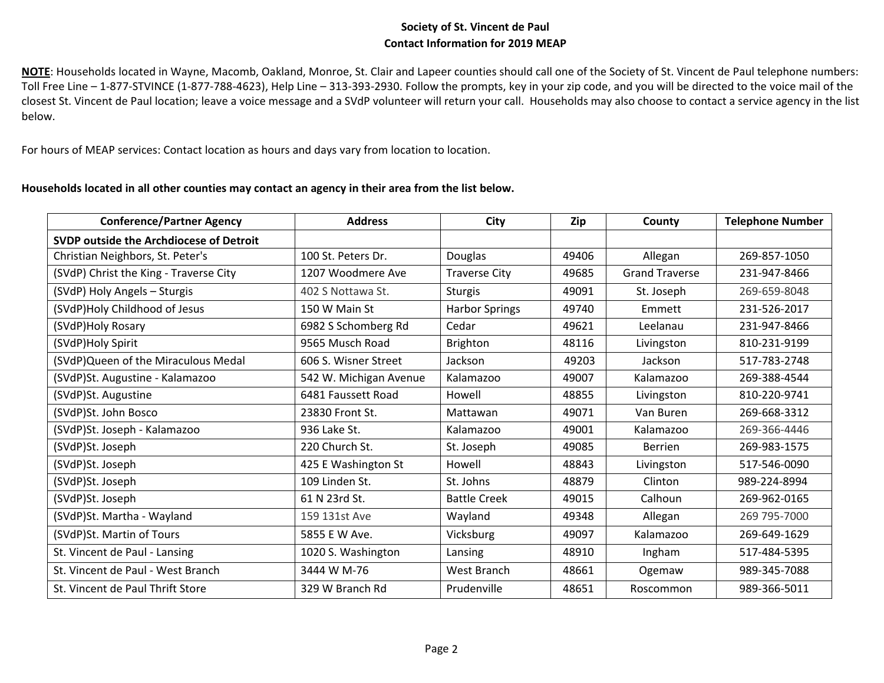**Society of St. Vincent de Paul**
**Contact Information for 2019 MEAP**

**NOTE**: Households located in Wayne, Macomb, Oakland, Monroe, St. Clair and Lapeer counties should call one of the Society of St. Vincent de Paul telephone numbers: Toll Free Line – 1-877-STVINCE (1-877-788-4623), Help Line – 313-393-2930. Follow the prompts, key in your zip code, and you will be directed to the voice mail of the closest St. Vincent de Paul location; leave a voice message and a SVdP volunteer will return your call. Households may also choose to contact a service agency in the list below.

For hours of MEAP services: Contact location as hours and days vary from location to location.

**Households located in all other counties may contact an agency in their area from the list below.**

| Conference/Partner Agency | Address | City | Zip | County | Telephone Number |
|---|---|---|---|---|---|
| **SVDP outside the Archdiocese of Detroit** | | | | | |
| Christian Neighbors, St. Peter's | 100 St. Peters Dr. | Douglas | 49406 | Allegan | 269-857-1050 |
| (SVdP) Christ the King - Traverse City | 1207 Woodmere Ave | Traverse City | 49685 | Grand Traverse | 231-947-8466 |
| (SVdP) Holy Angels – Sturgis | 402 S Nottawa St. | Sturgis | 49091 | St. Joseph | 269-659-8048 |
| (SVdP)Holy Childhood of Jesus | 150 W Main St | Harbor Springs | 49740 | Emmett | 231-526-2017 |
| (SVdP)Holy Rosary | 6982 S Schomberg Rd | Cedar | 49621 | Leelanau | 231-947-8466 |
| (SVdP)Holy Spirit | 9565 Musch Road | Brighton | 48116 | Livingston | 810-231-9199 |
| (SVdP)Queen of the Miraculous Medal | 606 S. Wisner Street | Jackson | 49203 | Jackson | 517-783-2748 |
| (SVdP)St. Augustine - Kalamazoo | 542 W. Michigan Avenue | Kalamazoo | 49007 | Kalamazoo | 269-388-4544 |
| (SVdP)St. Augustine | 6481 Faussett Road | Howell | 48855 | Livingston | 810-220-9741 |
| (SVdP)St. John Bosco | 23830 Front St. | Mattawan | 49071 | Van Buren | 269-668-3312 |
| (SVdP)St. Joseph - Kalamazoo | 936 Lake St. | Kalamazoo | 49001 | Kalamazoo | 269-366-4446 |
| (SVdP)St. Joseph | 220 Church St. | St. Joseph | 49085 | Berrien | 269-983-1575 |
| (SVdP)St. Joseph | 425 E Washington St | Howell | 48843 | Livingston | 517-546-0090 |
| (SVdP)St. Joseph | 109 Linden St. | St. Johns | 48879 | Clinton | 989-224-8994 |
| (SVdP)St. Joseph | 61 N 23rd St. | Battle Creek | 49015 | Calhoun | 269-962-0165 |
| (SVdP)St. Martha - Wayland | 159 131st Ave | Wayland | 49348 | Allegan | 269 795-7000 |
| (SVdP)St. Martin of Tours | 5855 E W Ave. | Vicksburg | 49097 | Kalamazoo | 269-649-1629 |
| St. Vincent de Paul - Lansing | 1020 S. Washington | Lansing | 48910 | Ingham | 517-484-5395 |
| St. Vincent de Paul - West Branch | 3444 W M-76 | West Branch | 48661 | Ogemaw | 989-345-7088 |
| St. Vincent de Paul Thrift Store | 329 W Branch Rd | Prudenville | 48651 | Roscommon | 989-366-5011 |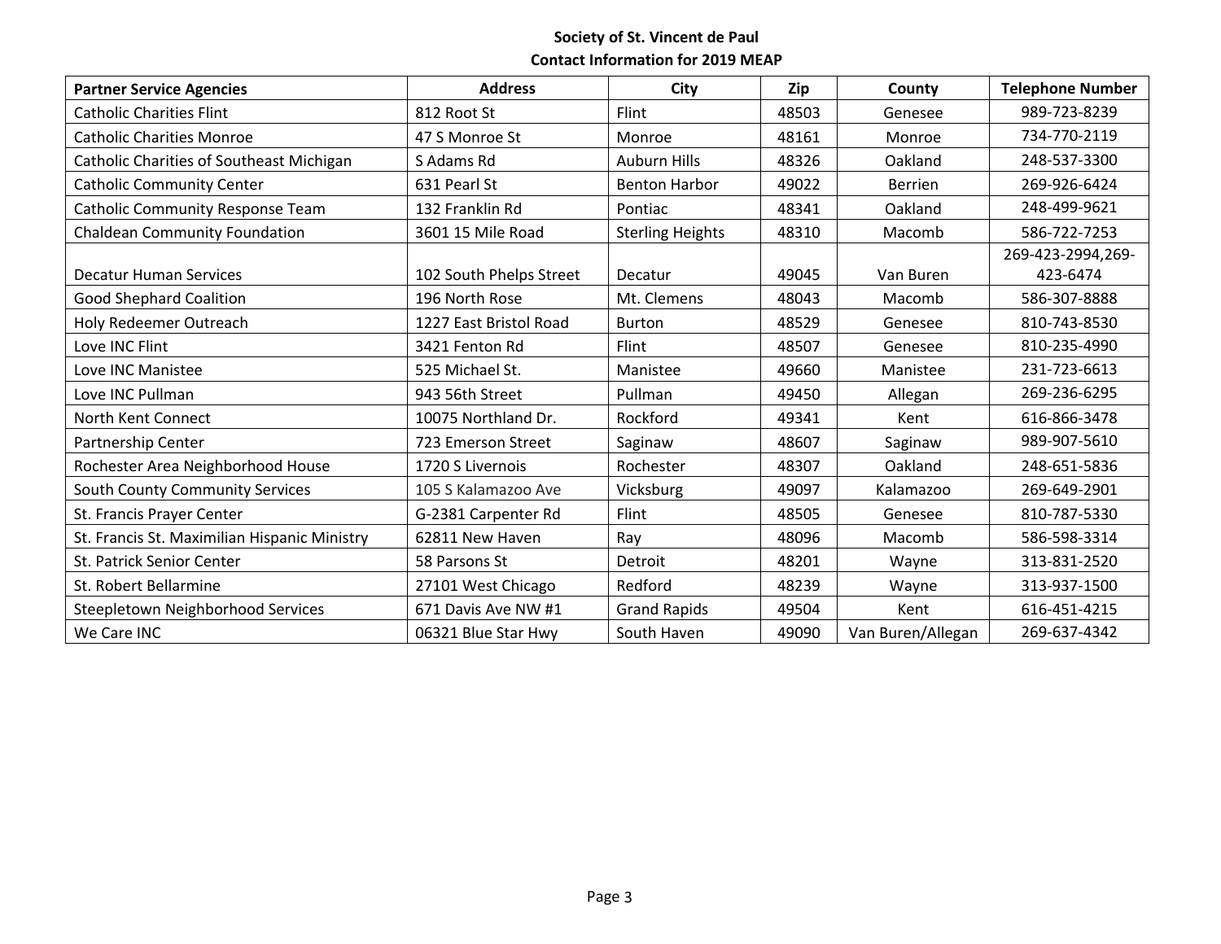**Society of St. Vincent de Paul**

**Contact Information for 2019 MEAP**

| Partner Service Agencies | Address | City | Zip | County | Telephone Number |
|---|---|---|---|---|---|
| Catholic Charities Flint | 812 Root St | Flint | 48503 | Genesee | 989-723-8239 |
| Catholic Charities Monroe | 47 S Monroe St | Monroe | 48161 | Monroe | 734-770-2119 |
| Catholic Charities of Southeast Michigan | S Adams Rd | Auburn Hills | 48326 | Oakland | 248-537-3300 |
| Catholic Community Center | 631 Pearl St | Benton Harbor | 49022 | Berrien | 269-926-6424 |
| Catholic Community Response Team | 132 Franklin Rd | Pontiac | 48341 | Oakland | 248-499-9621 |
| Chaldean Community Foundation | 3601 15 Mile Road | Sterling Heights | 48310 | Macomb | 586-722-7253 |
| Decatur Human Services | 102 South Phelps Street | Decatur | 49045 | Van Buren | 269-423-2994,269-423-6474 |
| Good Shephard Coalition | 196 North Rose | Mt. Clemens | 48043 | Macomb | 586-307-8888 |
| Holy Redeemer Outreach | 1227 East Bristol Road | Burton | 48529 | Genesee | 810-743-8530 |
| Love INC Flint | 3421 Fenton Rd | Flint | 48507 | Genesee | 810-235-4990 |
| Love INC Manistee | 525 Michael St. | Manistee | 49660 | Manistee | 231-723-6613 |
| Love INC Pullman | 943 56th Street | Pullman | 49450 | Allegan | 269-236-6295 |
| North Kent Connect | 10075 Northland Dr. | Rockford | 49341 | Kent | 616-866-3478 |
| Partnership Center | 723 Emerson Street | Saginaw | 48607 | Saginaw | 989-907-5610 |
| Rochester Area Neighborhood House | 1720 S Livernois | Rochester | 48307 | Oakland | 248-651-5836 |
| South County Community Services | 105 S Kalamazoo Ave | Vicksburg | 49097 | Kalamazoo | 269-649-2901 |
| St. Francis Prayer Center | G-2381 Carpenter Rd | Flint | 48505 | Genesee | 810-787-5330 |
| St. Francis St. Maximilian Hispanic Ministry | 62811 New Haven | Ray | 48096 | Macomb | 586-598-3314 |
| St. Patrick Senior Center | 58 Parsons St | Detroit | 48201 | Wayne | 313-831-2520 |
| St. Robert Bellarmine | 27101 West Chicago | Redford | 48239 | Wayne | 313-937-1500 |
| Steepletown Neighborhood Services | 671 Davis Ave NW #1 | Grand Rapids | 49504 | Kent | 616-451-4215 |
| We Care INC | 06321 Blue Star Hwy | South Haven | 49090 | Van Buren/Allegan | 269-637-4342 |